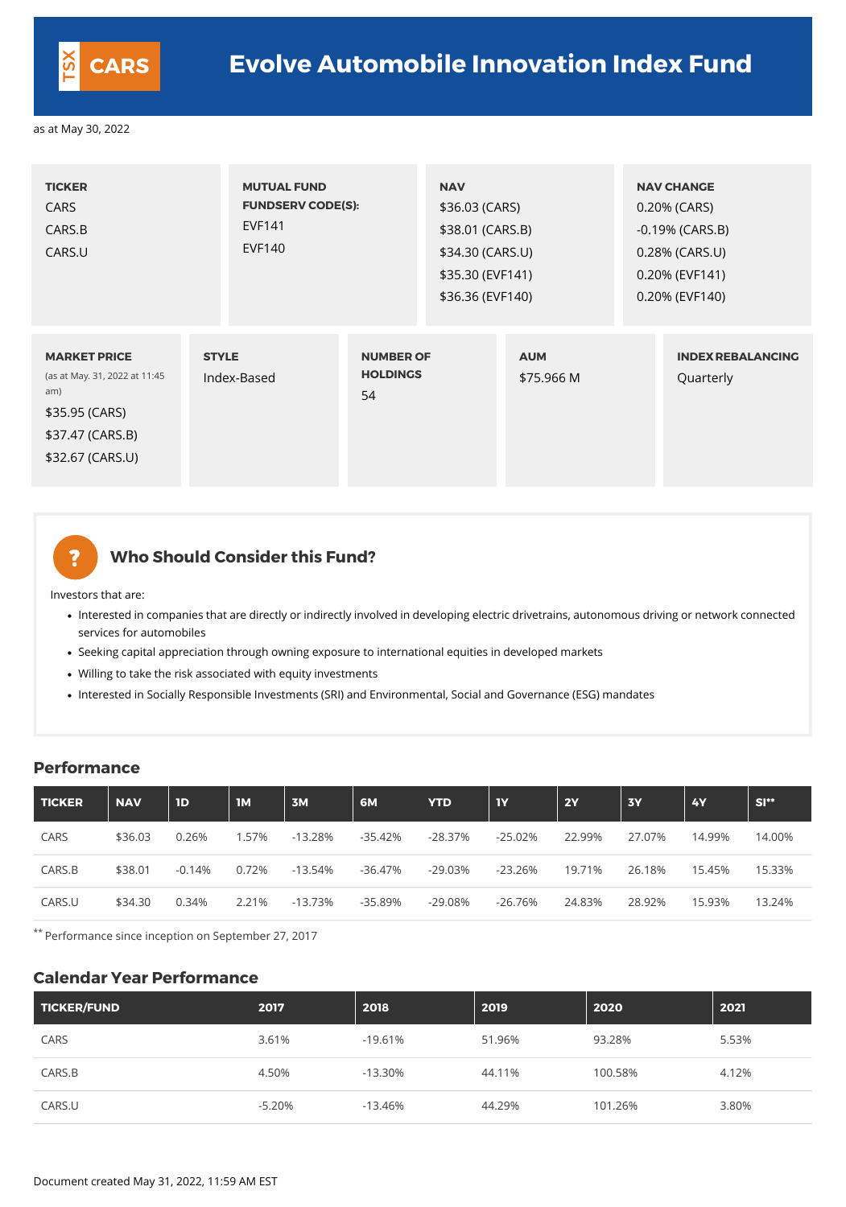TSX **CARS**

# Evolve Automobile Innovation Index Fund

as at May 30, 2022

| TICKER | MUTUAL FUND FUNDSERV CODE(S): | NAV | NAV CHANGE |
|---|---|---|---|
| CARS<br>CARS.B<br>CARS.U | EVF141<br>EVF140 | \$36.03 (CARS)<br>\$38.01 (CARS.B)<br>\$34.30 (CARS.U)<br>\$35.30 (EVF141)<br>\$36.36 (EVF140) | 0.20% (CARS)<br>-0.19% (CARS.B)<br>0.28% (CARS.U)<br>0.20% (EVF141)<br>0.20% (EVF140) |

| MARKET PRICE (as at May. 31, 2022 at 11:45 am) | STYLE | NUMBER OF HOLDINGS | AUM | INDEX REBALANCING |
|---|---|---|---|---|
| \$35.95 (CARS)<br>\$37.47 (CARS.B)<br>\$32.67 (CARS.U) | Index-Based | 54 | \$75.966 M | Quarterly |

## Who Should Consider this Fund?

Investors that are:

- Interested in companies that are directly or indirectly involved in developing electric drivetrains, autonomous driving or network connected services for automobiles
- Seeking capital appreciation through owning exposure to international equities in developed markets
- Willing to take the risk associated with equity investments
- Interested in Socially Responsible Investments (SRI) and Environmental, Social and Governance (ESG) mandates

## Performance

| TICKER | NAV | 1D | 1M | 3M | 6M | YTD | 1Y | 2Y | 3Y | 4Y | SI** |
|---|---|---|---|---|---|---|---|---|---|---|---|
| CARS | \$36.03 | 0.26% | 1.57% | -13.28% | -35.42% | -28.37% | -25.02% | 22.99% | 27.07% | 14.99% | 14.00% |
| CARS.B | \$38.01 | -0.14% | 0.72% | -13.54% | -36.47% | -29.03% | -23.26% | 19.71% | 26.18% | 15.45% | 15.33% |
| CARS.U | \$34.30 | 0.34% | 2.21% | -13.73% | -35.89% | -29.08% | -26.76% | 24.83% | 28.92% | 15.93% | 13.24% |

** Performance since inception on September 27, 2017

## Calendar Year Performance

| TICKER/FUND | 2017 | 2018 | 2019 | 2020 | 2021 |
|---|---|---|---|---|---|
| CARS | 3.61% | -19.61% | 51.96% | 93.28% | 5.53% |
| CARS.B | 4.50% | -13.30% | 44.11% | 100.58% | 4.12% |
| CARS.U | -5.20% | -13.46% | 44.29% | 101.26% | 3.80% |

Document created May 31, 2022, 11:59 AM EST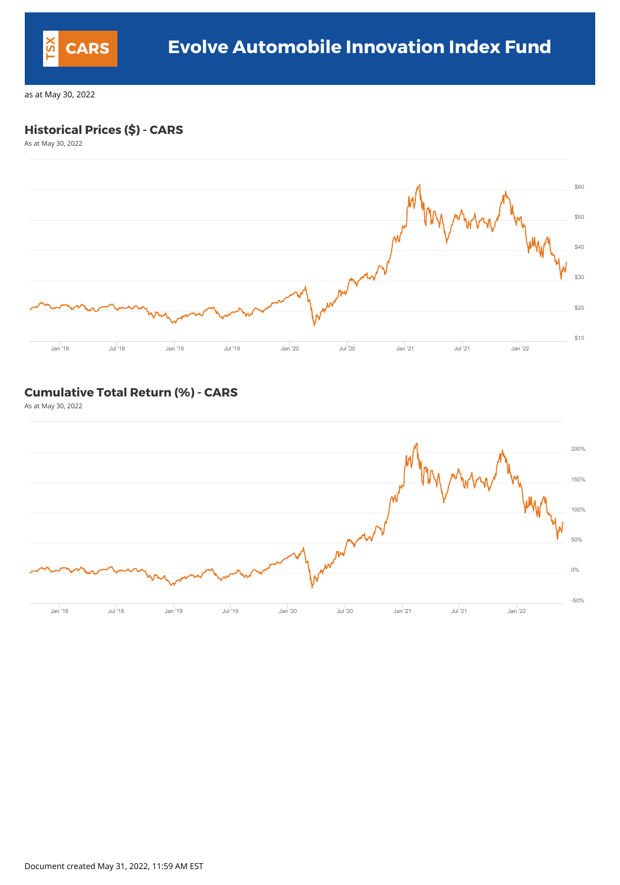# TSX CARS Evolve Automobile Innovation Index Fund

as at May 30, 2022

## Historical Prices ($) - CARS

As at May 30, 2022

## Cumulative Total Return (%) - CARS

As at May 30, 2022

Document created May 31, 2022, 11:59 AM EST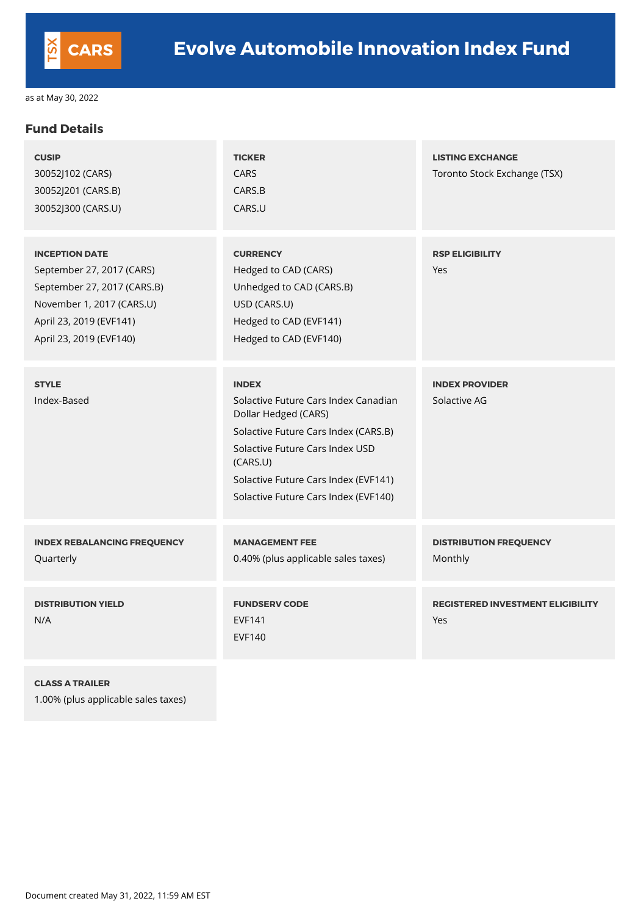# TSX CARS Evolve Automobile Innovation Index Fund

as at May 30, 2022

## Fund Details

**CUSIP**
30052J102 (CARS)
30052J201 (CARS.B)
30052J300 (CARS.U)

**TICKER**
CARS
CARS.B
CARS.U

**LISTING EXCHANGE**
Toronto Stock Exchange (TSX)

**INCEPTION DATE**
September 27, 2017 (CARS)
September 27, 2017 (CARS.B)
November 1, 2017 (CARS.U)
April 23, 2019 (EVF141)
April 23, 2019 (EVF140)

**CURRENCY**
Hedged to CAD (CARS)
Unhedged to CAD (CARS.B)
USD (CARS.U)
Hedged to CAD (EVF141)
Hedged to CAD (EVF140)

**RSP ELIGIBILITY**
Yes

**STYLE**
Index-Based

**INDEX**
Solactive Future Cars Index Canadian Dollar Hedged (CARS)
Solactive Future Cars Index (CARS.B)
Solactive Future Cars Index USD (CARS.U)
Solactive Future Cars Index (EVF141)
Solactive Future Cars Index (EVF140)

**INDEX PROVIDER**
Solactive AG

**INDEX REBALANCING FREQUENCY**
Quarterly

**MANAGEMENT FEE**
0.40% (plus applicable sales taxes)

**DISTRIBUTION FREQUENCY**
Monthly

**DISTRIBUTION YIELD**
N/A

**FUNDSERV CODE**
EVF141
EVF140

**REGISTERED INVESTMENT ELIGIBILITY**
Yes

**CLASS A TRAILER**
1.00% (plus applicable sales taxes)

Document created May 31, 2022, 11:59 AM EST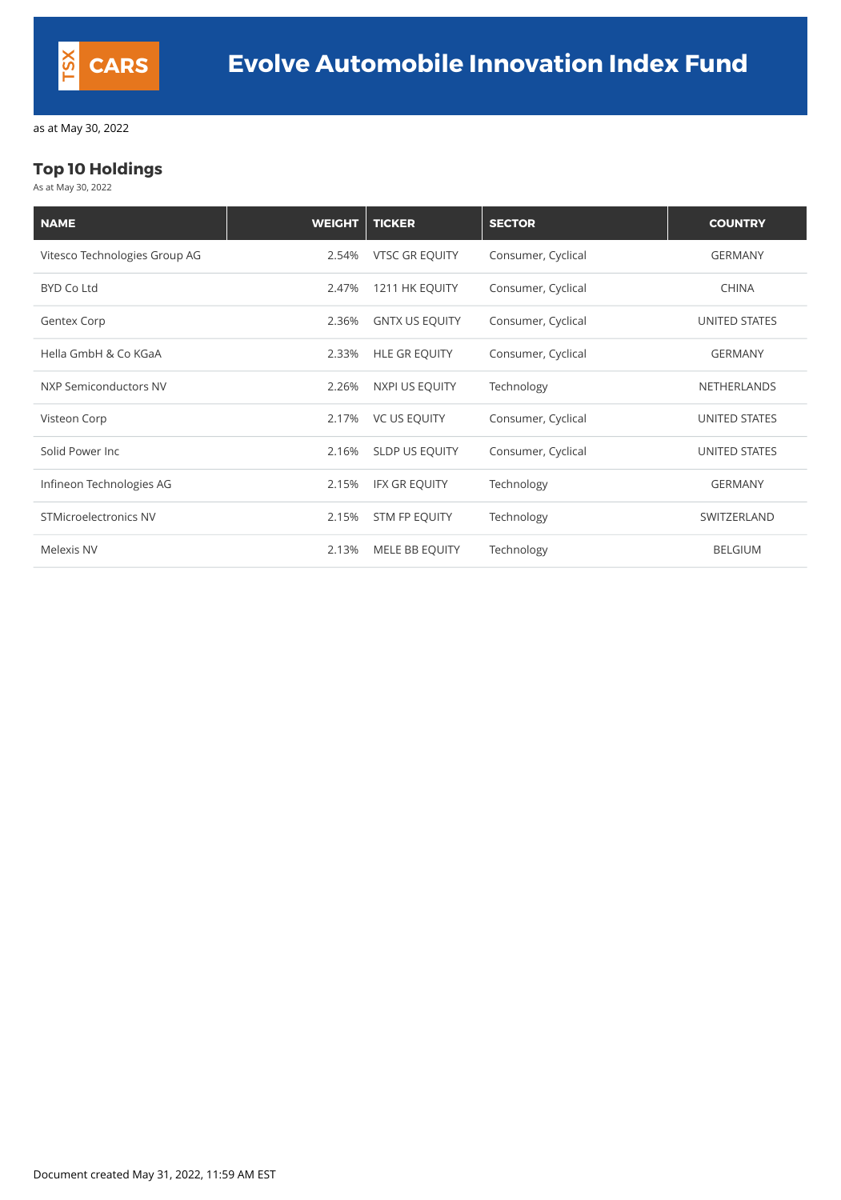TSX CARS

# Evolve Automobile Innovation Index Fund

as at May 30, 2022

## Top 10 Holdings

As at May 30, 2022

| NAME | WEIGHT | TICKER | SECTOR | COUNTRY |
|---|---|---|---|---|
| Vitesco Technologies Group AG | 2.54% | VTSC GR EQUITY | Consumer, Cyclical | GERMANY |
| BYD Co Ltd | 2.47% | 1211 HK EQUITY | Consumer, Cyclical | CHINA |
| Gentex Corp | 2.36% | GNTX US EQUITY | Consumer, Cyclical | UNITED STATES |
| Hella GmbH & Co KGaA | 2.33% | HLE GR EQUITY | Consumer, Cyclical | GERMANY |
| NXP Semiconductors NV | 2.26% | NXPI US EQUITY | Technology | NETHERLANDS |
| Visteon Corp | 2.17% | VC US EQUITY | Consumer, Cyclical | UNITED STATES |
| Solid Power Inc | 2.16% | SLDP US EQUITY | Consumer, Cyclical | UNITED STATES |
| Infineon Technologies AG | 2.15% | IFX GR EQUITY | Technology | GERMANY |
| STMicroelectronics NV | 2.15% | STM FP EQUITY | Technology | SWITZERLAND |
| Melexis NV | 2.13% | MELE BB EQUITY | Technology | BELGIUM |

Document created May 31, 2022, 11:59 AM EST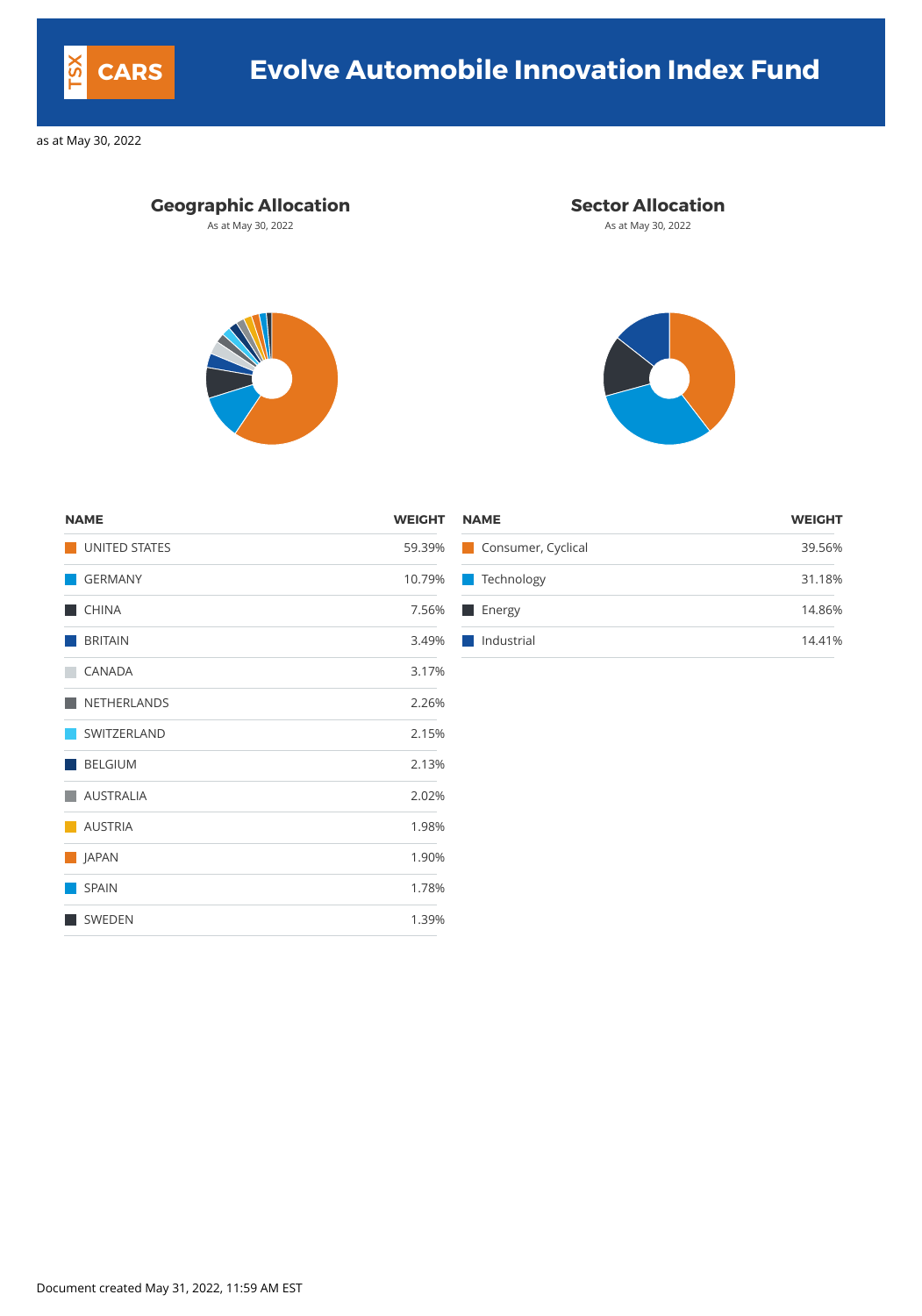# TSX CARS — Evolve Automobile Innovation Index Fund

as at May 30, 2022

## Geographic Allocation

As at May 30, 2022

| NAME | WEIGHT |
|---|---|
| UNITED STATES | 59.39% |
| GERMANY | 10.79% |
| CHINA | 7.56% |
| BRITAIN | 3.49% |
| CANADA | 3.17% |
| NETHERLANDS | 2.26% |
| SWITZERLAND | 2.15% |
| BELGIUM | 2.13% |
| AUSTRALIA | 2.02% |
| AUSTRIA | 1.98% |
| JAPAN | 1.90% |
| SPAIN | 1.78% |
| SWEDEN | 1.39% |

## Sector Allocation

As at May 30, 2022

| NAME | WEIGHT |
|---|---|
| Consumer, Cyclical | 39.56% |
| Technology | 31.18% |
| Energy | 14.86% |
| Industrial | 14.41% |

Document created May 31, 2022, 11:59 AM EST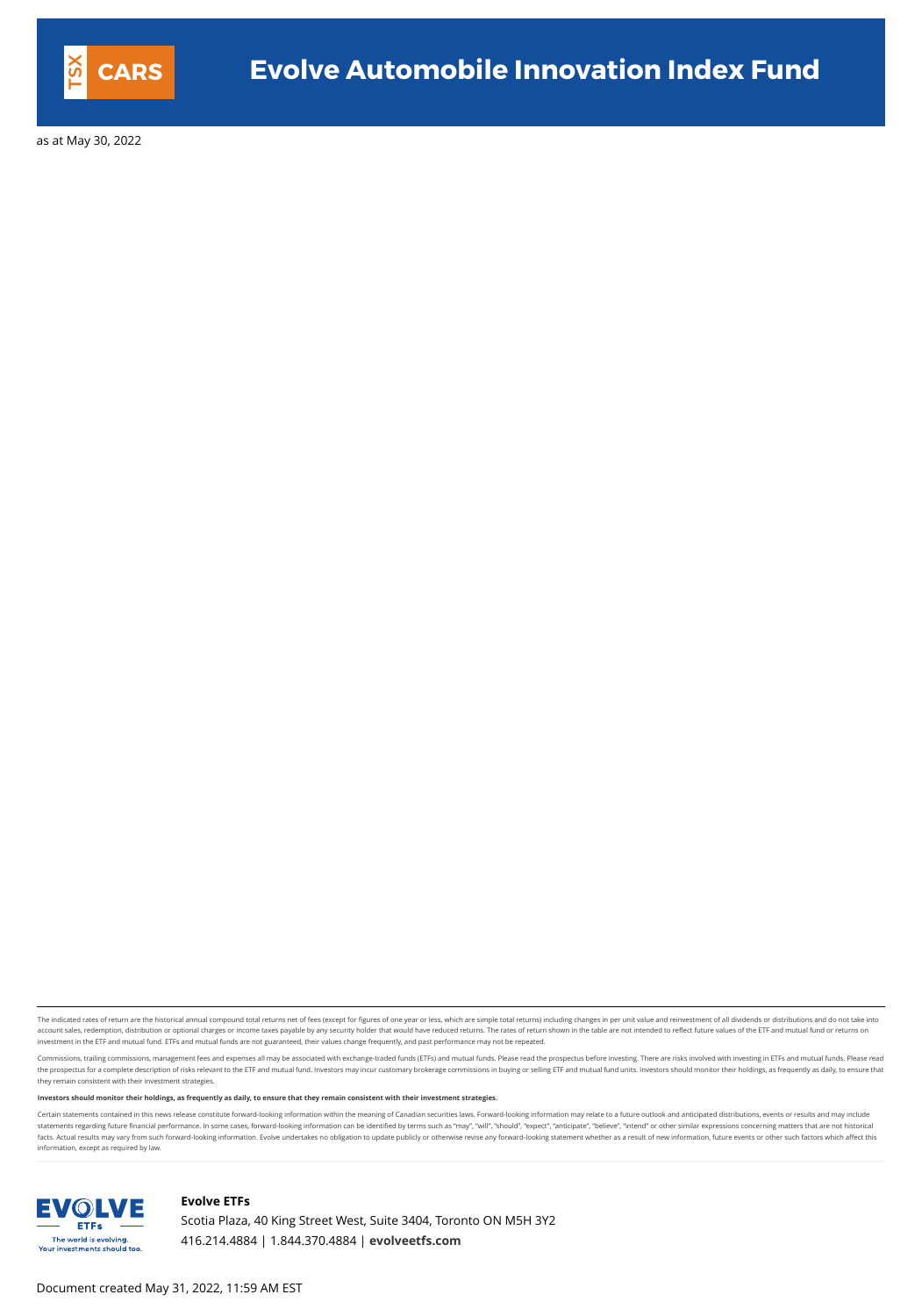# TSX CARS Evolve Automobile Innovation Index Fund

as at May 30, 2022

The indicated rates of return are the historical annual compound total returns net of fees (except for figures of one year or less, which are simple total returns) including changes in per unit value and reinvestment of all dividends or distributions and do not take into account sales, redemption, distribution or optional charges or income taxes payable by any security holder that would have reduced returns. The rates of return shown in the table are not intended to reflect future values of the ETF and mutual fund or returns on investment in the ETF and mutual fund. ETFs and mutual funds are not guaranteed, their values change frequently, and past performance may not be repeated.

Commissions, trailing commissions, management fees and expenses all may be associated with exchange-traded funds (ETFs) and mutual funds. Please read the prospectus before investing. There are risks involved with investing in ETFs and mutual funds. Please read the prospectus for a complete description of risks relevant to the ETF and mutual fund. Investors may incur customary brokerage commissions in buying or selling ETF and mutual fund units. Investors should monitor their holdings, as frequently as daily, to ensure that they remain consistent with their investment strategies.

**Investors should monitor their holdings, as frequently as daily, to ensure that they remain consistent with their investment strategies.**

Certain statements contained in this news release constitute forward-looking information within the meaning of Canadian securities laws. Forward-looking information may relate to a future outlook and anticipated distributions, events or results and may include statements regarding future financial performance. In some cases, forward-looking information can be identified by terms such as "may", "will", "should", "expect", "anticipate", "believe", "intend" or other similar expressions concerning matters that are not historical facts. Actual results may vary from such forward-looking information. Evolve undertakes no obligation to update publicly or otherwise revise any forward-looking statement whether as a result of new information, future events or other such factors which affect this information, except as required by law.

EVOLVE ETFs
The world is evolving. Your investments should too.

**Evolve ETFs**
Scotia Plaza, 40 King Street West, Suite 3404, Toronto ON M5H 3Y2
416.214.4884 | 1.844.370.4884 | **evolveetfs.com**

Document created May 31, 2022, 11:59 AM EST